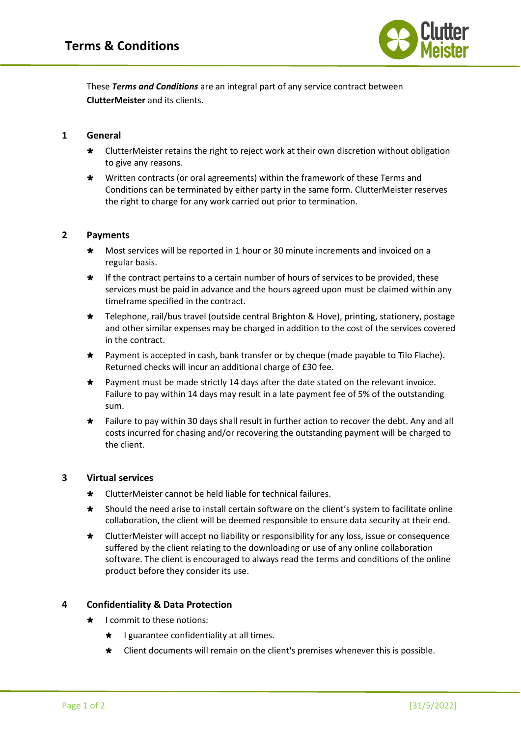# Terms & Conditions

These ***Terms and Conditions*** are an integral part of any service contract between **ClutterMeister** and its clients.

## 1 General

* ClutterMeister retains the right to reject work at their own discretion without obligation to give any reasons.
* Written contracts (or oral agreements) within the framework of these Terms and Conditions can be terminated by either party in the same form. ClutterMeister reserves the right to charge for any work carried out prior to termination.

## 2 Payments

* Most services will be reported in 1 hour or 30 minute increments and invoiced on a regular basis.
* If the contract pertains to a certain number of hours of services to be provided, these services must be paid in advance and the hours agreed upon must be claimed within any timeframe specified in the contract.
* Telephone, rail/bus travel (outside central Brighton & Hove), printing, stationery, postage and other similar expenses may be charged in addition to the cost of the services covered in the contract.
* Payment is accepted in cash, bank transfer or by cheque (made payable to Tilo Flache). Returned checks will incur an additional charge of £30 fee.
* Payment must be made strictly 14 days after the date stated on the relevant invoice. Failure to pay within 14 days may result in a late payment fee of 5% of the outstanding sum.
* Failure to pay within 30 days shall result in further action to recover the debt. Any and all costs incurred for chasing and/or recovering the outstanding payment will be charged to the client.

## 3 Virtual services

* ClutterMeister cannot be held liable for technical failures.
* Should the need arise to install certain software on the client's system to facilitate online collaboration, the client will be deemed responsible to ensure data security at their end.
* ClutterMeister will accept no liability or responsibility for any loss, issue or consequence suffered by the client relating to the downloading or use of any online collaboration software. The client is encouraged to always read the terms and conditions of the online product before they consider its use.

## 4 Confidentiality & Data Protection

* I commit to these notions:
  * I guarantee confidentiality at all times.
  * Client documents will remain on the client's premises whenever this is possible.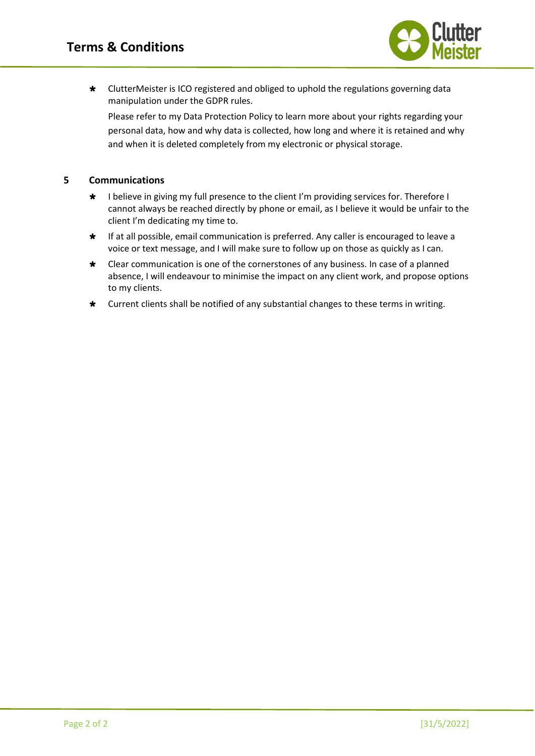- ClutterMeister is ICO registered and obliged to uphold the regulations governing data manipulation under the GDPR rules.

  Please refer to my Data Protection Policy to learn more about your rights regarding your personal data, how and why data is collected, how long and where it is retained and why and when it is deleted completely from my electronic or physical storage.

## 5 Communications

- I believe in giving my full presence to the client I'm providing services for. Therefore I cannot always be reached directly by phone or email, as I believe it would be unfair to the client I'm dedicating my time to.
- If at all possible, email communication is preferred. Any caller is encouraged to leave a voice or text message, and I will make sure to follow up on those as quickly as I can.
- Clear communication is one of the cornerstones of any business. In case of a planned absence, I will endeavour to minimise the impact on any client work, and propose options to my clients.
- Current clients shall be notified of any substantial changes to these terms in writing.